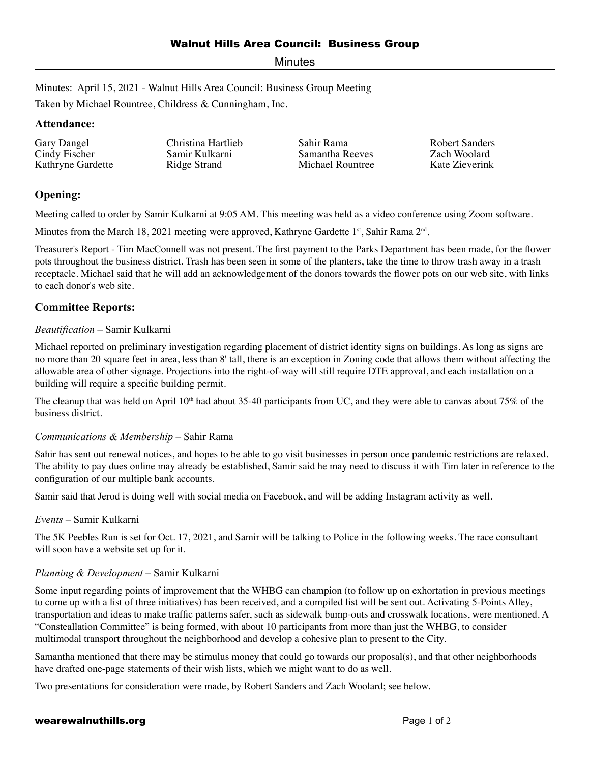# Walnut Hills Area Council: Business Group

Minutes

Minutes: April 15, 2021 - Walnut Hills Area Council: Business Group Meeting

Taken by Michael Rountree, Childress & Cunningham, Inc.

## Attendance:

| | | | |
|---|---|---|---|
| Gary Dangel | Christina Hartlieb | Sahir Rama | Robert Sanders |
| Cindy Fischer | Samir Kulkarni | Samantha Reeves | Zach Woolard |
| Kathryne Gardette | Ridge Strand | Michael Rountree | Kate Zieverink |

## Opening:

Meeting called to order by Samir Kulkarni at 9:05 AM. This meeting was held as a video conference using Zoom software.

Minutes from the March 18, 2021 meeting were approved, Kathryne Gardette 1st, Sahir Rama 2nd.

Treasurer's Report - Tim MacConnell was not present. The first payment to the Parks Department has been made, for the flower pots throughout the business district. Trash has been seen in some of the planters, take the time to throw trash away in a trash receptacle. Michael said that he will add an acknowledgement of the donors towards the flower pots on our web site, with links to each donor's web site.

## Committee Reports:

*Beautification* – Samir Kulkarni

Michael reported on preliminary investigation regarding placement of district identity signs on buildings. As long as signs are no more than 20 square feet in area, less than 8' tall, there is an exception in Zoning code that allows them without affecting the allowable area of other signage. Projections into the right-of-way will still require DTE approval, and each installation on a building will require a specific building permit.

The cleanup that was held on April 10th had about 35-40 participants from UC, and they were able to canvas about 75% of the business district.

*Communications & Membership* – Sahir Rama

Sahir has sent out renewal notices, and hopes to be able to go visit businesses in person once pandemic restrictions are relaxed. The ability to pay dues online may already be established, Samir said he may need to discuss it with Tim later in reference to the configuration of our multiple bank accounts.

Samir said that Jerod is doing well with social media on Facebook, and will be adding Instagram activity as well.

*Events* – Samir Kulkarni

The 5K Peebles Run is set for Oct. 17, 2021, and Samir will be talking to Police in the following weeks. The race consultant will soon have a website set up for it.

*Planning & Development* – Samir Kulkarni

Some input regarding points of improvement that the WHBG can champion (to follow up on exhortation in previous meetings to come up with a list of three initiatives) has been received, and a compiled list will be sent out. Activating 5-Points Alley, transportation and ideas to make traffic patterns safer, such as sidewalk bump-outs and crosswalk locations, were mentioned. A "Consteallation Committee" is being formed, with about 10 participants from more than just the WHBG, to consider multimodal transport throughout the neighborhood and develop a cohesive plan to present to the City.

Samantha mentioned that there may be stimulus money that could go towards our proposal(s), and that other neighborhoods have drafted one-page statements of their wish lists, which we might want to do as well.

Two presentations for consideration were made, by Robert Sanders and Zach Woolard; see below.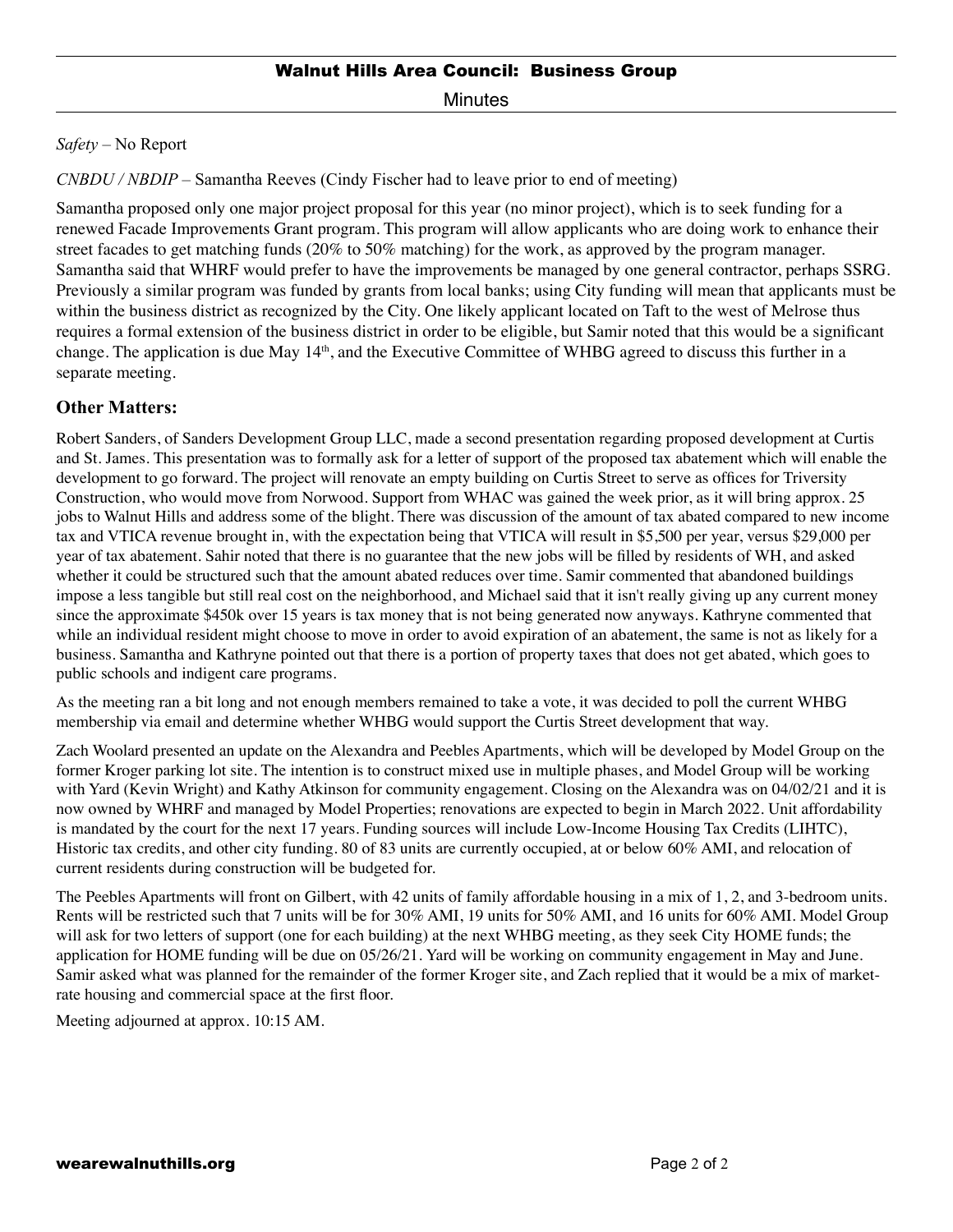*Safety* – No Report

*CNBDU / NBDIP* – Samantha Reeves (Cindy Fischer had to leave prior to end of meeting)

Samantha proposed only one major project proposal for this year (no minor project), which is to seek funding for a renewed Facade Improvements Grant program. This program will allow applicants who are doing work to enhance their street facades to get matching funds (20% to 50% matching) for the work, as approved by the program manager. Samantha said that WHRF would prefer to have the improvements be managed by one general contractor, perhaps SSRG. Previously a similar program was funded by grants from local banks; using City funding will mean that applicants must be within the business district as recognized by the City. One likely applicant located on Taft to the west of Melrose thus requires a formal extension of the business district in order to be eligible, but Samir noted that this would be a significant change. The application is due May 14th, and the Executive Committee of WHBG agreed to discuss this further in a separate meeting.

## Other Matters:

Robert Sanders, of Sanders Development Group LLC, made a second presentation regarding proposed development at Curtis and St. James. This presentation was to formally ask for a letter of support of the proposed tax abatement which will enable the development to go forward. The project will renovate an empty building on Curtis Street to serve as offices for Triversity Construction, who would move from Norwood. Support from WHAC was gained the week prior, as it will bring approx. 25 jobs to Walnut Hills and address some of the blight. There was discussion of the amount of tax abated compared to new income tax and VTICA revenue brought in, with the expectation being that VTICA will result in $5,500 per year, versus $29,000 per year of tax abatement. Sahir noted that there is no guarantee that the new jobs will be filled by residents of WH, and asked whether it could be structured such that the amount abated reduces over time. Samir commented that abandoned buildings impose a less tangible but still real cost on the neighborhood, and Michael said that it isn't really giving up any current money since the approximate $450k over 15 years is tax money that is not being generated now anyways. Kathryne commented that while an individual resident might choose to move in order to avoid expiration of an abatement, the same is not as likely for a business. Samantha and Kathryne pointed out that there is a portion of property taxes that does not get abated, which goes to public schools and indigent care programs.

As the meeting ran a bit long and not enough members remained to take a vote, it was decided to poll the current WHBG membership via email and determine whether WHBG would support the Curtis Street development that way.

Zach Woolard presented an update on the Alexandra and Peebles Apartments, which will be developed by Model Group on the former Kroger parking lot site. The intention is to construct mixed use in multiple phases, and Model Group will be working with Yard (Kevin Wright) and Kathy Atkinson for community engagement. Closing on the Alexandra was on 04/02/21 and it is now owned by WHRF and managed by Model Properties; renovations are expected to begin in March 2022. Unit affordability is mandated by the court for the next 17 years. Funding sources will include Low-Income Housing Tax Credits (LIHTC), Historic tax credits, and other city funding. 80 of 83 units are currently occupied, at or below 60% AMI, and relocation of current residents during construction will be budgeted for.

The Peebles Apartments will front on Gilbert, with 42 units of family affordable housing in a mix of 1, 2, and 3-bedroom units. Rents will be restricted such that 7 units will be for 30% AMI, 19 units for 50% AMI, and 16 units for 60% AMI. Model Group will ask for two letters of support (one for each building) at the next WHBG meeting, as they seek City HOME funds; the application for HOME funding will be due on 05/26/21. Yard will be working on community engagement in May and June. Samir asked what was planned for the remainder of the former Kroger site, and Zach replied that it would be a mix of market-rate housing and commercial space at the first floor.

Meeting adjourned at approx. 10:15 AM.